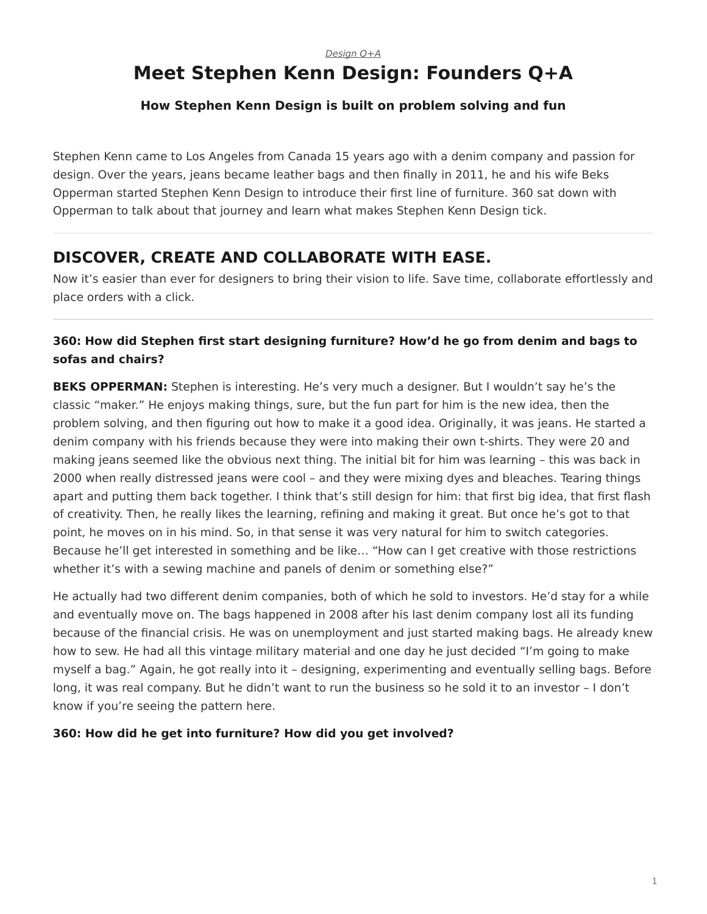*Design Q+A*

# Meet Stephen Kenn Design: Founders Q+A

### How Stephen Kenn Design is built on problem solving and fun

Stephen Kenn came to Los Angeles from Canada 15 years ago with a denim company and passion for design. Over the years, jeans became leather bags and then finally in 2011, he and his wife Beks Opperman started Stephen Kenn Design to introduce their first line of furniture. 360 sat down with Opperman to talk about that journey and learn what makes Stephen Kenn Design tick.

---

## DISCOVER, CREATE AND COLLABORATE WITH EASE.

Now it's easier than ever for designers to bring their vision to life. Save time, collaborate effortlessly and place orders with a click.

---

**360: How did Stephen first start designing furniture? How'd he go from denim and bags to sofas and chairs?**

**BEKS OPPERMAN:** Stephen is interesting. He's very much a designer. But I wouldn't say he's the classic "maker." He enjoys making things, sure, but the fun part for him is the new idea, then the problem solving, and then figuring out how to make it a good idea. Originally, it was jeans. He started a denim company with his friends because they were into making their own t-shirts. They were 20 and making jeans seemed like the obvious next thing. The initial bit for him was learning – this was back in 2000 when really distressed jeans were cool – and they were mixing dyes and bleaches. Tearing things apart and putting them back together. I think that's still design for him: that first big idea, that first flash of creativity. Then, he really likes the learning, refining and making it great. But once he's got to that point, he moves on in his mind. So, in that sense it was very natural for him to switch categories. Because he'll get interested in something and be like… "How can I get creative with those restrictions whether it's with a sewing machine and panels of denim or something else?"

He actually had two different denim companies, both of which he sold to investors. He'd stay for a while and eventually move on. The bags happened in 2008 after his last denim company lost all its funding because of the financial crisis. He was on unemployment and just started making bags. He already knew how to sew. He had all this vintage military material and one day he just decided "I'm going to make myself a bag." Again, he got really into it – designing, experimenting and eventually selling bags. Before long, it was real company. But he didn't want to run the business so he sold it to an investor – I don't know if you're seeing the pattern here.

**360: How did he get into furniture? How did you get involved?**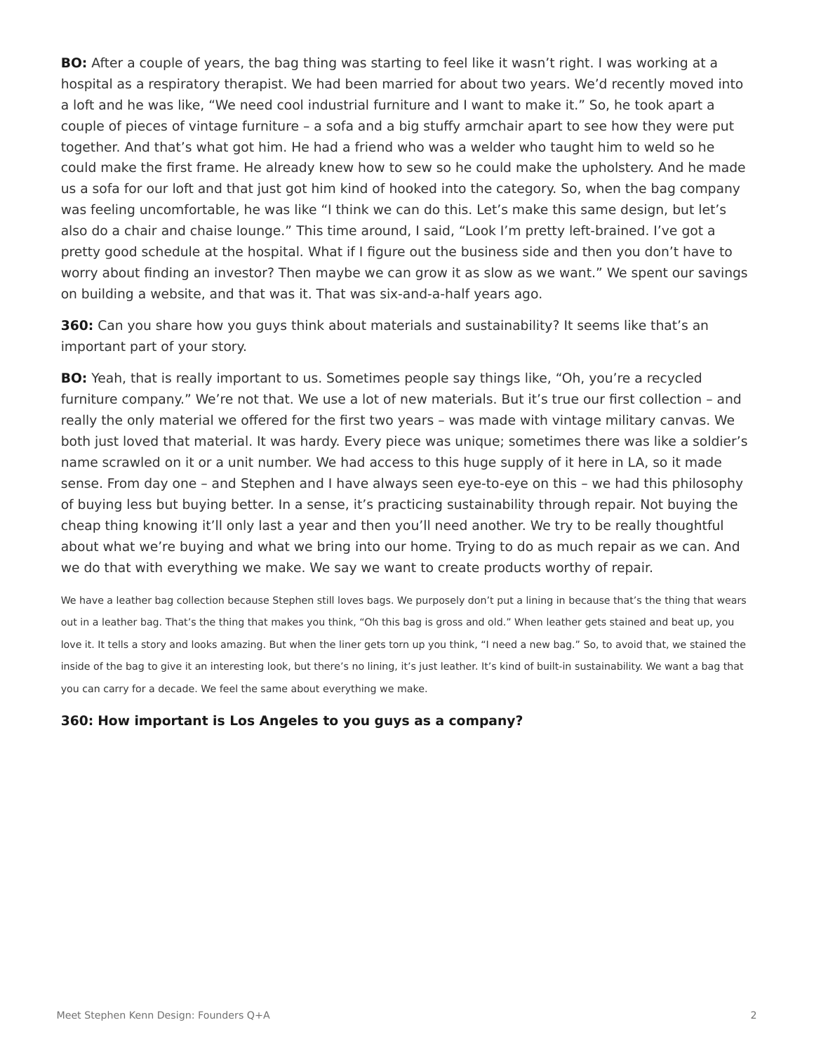**BO:** After a couple of years, the bag thing was starting to feel like it wasn't right. I was working at a hospital as a respiratory therapist. We had been married for about two years. We'd recently moved into a loft and he was like, "We need cool industrial furniture and I want to make it." So, he took apart a couple of pieces of vintage furniture – a sofa and a big stuffy armchair apart to see how they were put together. And that's what got him. He had a friend who was a welder who taught him to weld so he could make the first frame. He already knew how to sew so he could make the upholstery. And he made us a sofa for our loft and that just got him kind of hooked into the category. So, when the bag company was feeling uncomfortable, he was like "I think we can do this. Let's make this same design, but let's also do a chair and chaise lounge." This time around, I said, "Look I'm pretty left-brained. I've got a pretty good schedule at the hospital. What if I figure out the business side and then you don't have to worry about finding an investor? Then maybe we can grow it as slow as we want." We spent our savings on building a website, and that was it. That was six-and-a-half years ago.

**360:** Can you share how you guys think about materials and sustainability? It seems like that's an important part of your story.

**BO:** Yeah, that is really important to us. Sometimes people say things like, "Oh, you're a recycled furniture company." We're not that. We use a lot of new materials. But it's true our first collection – and really the only material we offered for the first two years – was made with vintage military canvas. We both just loved that material. It was hardy. Every piece was unique; sometimes there was like a soldier's name scrawled on it or a unit number. We had access to this huge supply of it here in LA, so it made sense. From day one – and Stephen and I have always seen eye-to-eye on this – we had this philosophy of buying less but buying better. In a sense, it's practicing sustainability through repair. Not buying the cheap thing knowing it'll only last a year and then you'll need another. We try to be really thoughtful about what we're buying and what we bring into our home. Trying to do as much repair as we can. And we do that with everything we make. We say we want to create products worthy of repair.

We have a leather bag collection because Stephen still loves bags. We purposely don't put a lining in because that's the thing that wears out in a leather bag. That's the thing that makes you think, "Oh this bag is gross and old." When leather gets stained and beat up, you love it. It tells a story and looks amazing. But when the liner gets torn up you think, "I need a new bag." So, to avoid that, we stained the inside of the bag to give it an interesting look, but there's no lining, it's just leather. It's kind of built-in sustainability. We want a bag that you can carry for a decade. We feel the same about everything we make.

**360: How important is Los Angeles to you guys as a company?**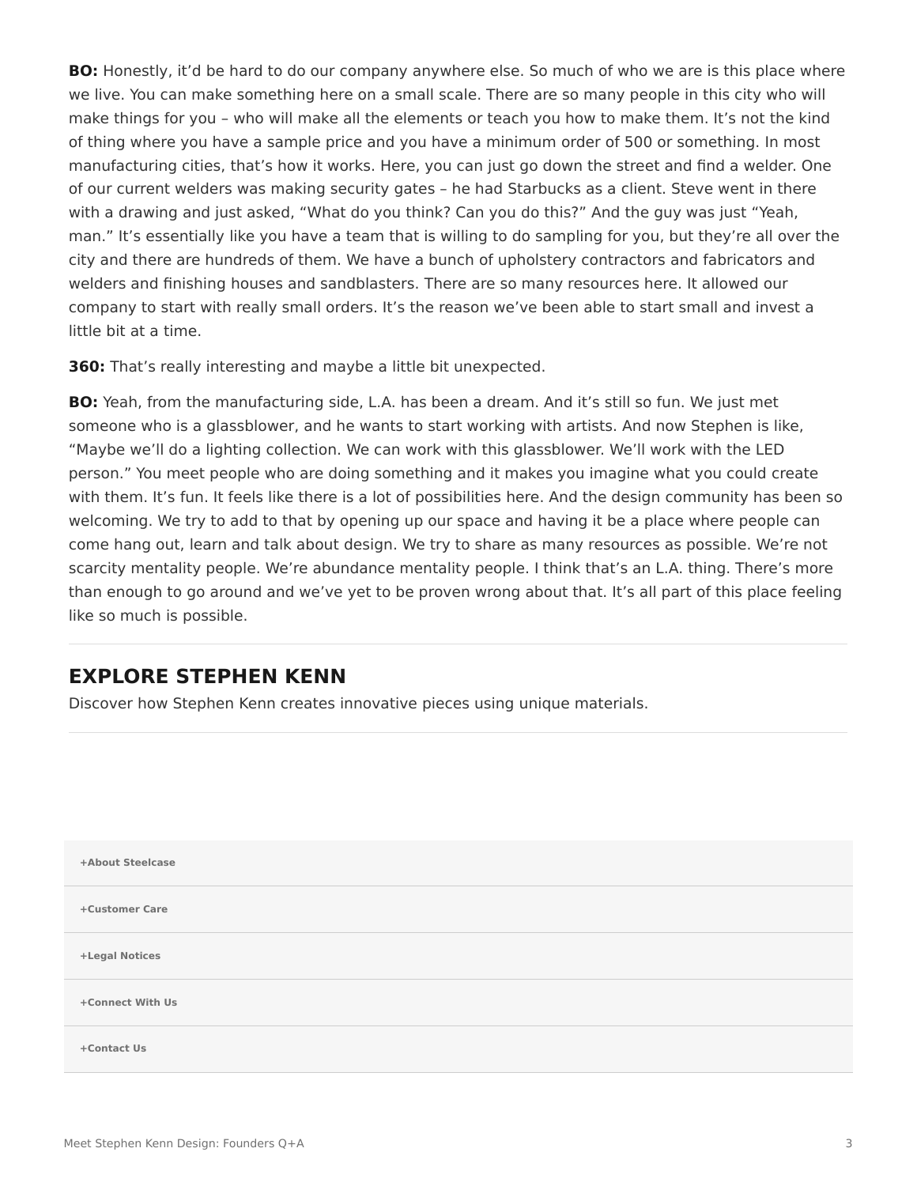**BO:** Honestly, it'd be hard to do our company anywhere else. So much of who we are is this place where we live. You can make something here on a small scale. There are so many people in this city who will make things for you – who will make all the elements or teach you how to make them. It's not the kind of thing where you have a sample price and you have a minimum order of 500 or something. In most manufacturing cities, that's how it works. Here, you can just go down the street and find a welder. One of our current welders was making security gates – he had Starbucks as a client. Steve went in there with a drawing and just asked, "What do you think? Can you do this?" And the guy was just "Yeah, man." It's essentially like you have a team that is willing to do sampling for you, but they're all over the city and there are hundreds of them. We have a bunch of upholstery contractors and fabricators and welders and finishing houses and sandblasters. There are so many resources here. It allowed our company to start with really small orders. It's the reason we've been able to start small and invest a little bit at a time.

**360:** That's really interesting and maybe a little bit unexpected.

**BO:** Yeah, from the manufacturing side, L.A. has been a dream. And it's still so fun. We just met someone who is a glassblower, and he wants to start working with artists. And now Stephen is like, "Maybe we'll do a lighting collection. We can work with this glassblower. We'll work with the LED person." You meet people who are doing something and it makes you imagine what you could create with them. It's fun. It feels like there is a lot of possibilities here. And the design community has been so welcoming. We try to add to that by opening up our space and having it be a place where people can come hang out, learn and talk about design. We try to share as many resources as possible. We're not scarcity mentality people. We're abundance mentality people. I think that's an L.A. thing. There's more than enough to go around and we've yet to be proven wrong about that. It's all part of this place feeling like so much is possible.

---

## EXPLORE STEPHEN KENN

Discover how Stephen Kenn creates innovative pieces using unique materials.

---

+About Steelcase

+Customer Care

+Legal Notices

+Connect With Us

+Contact Us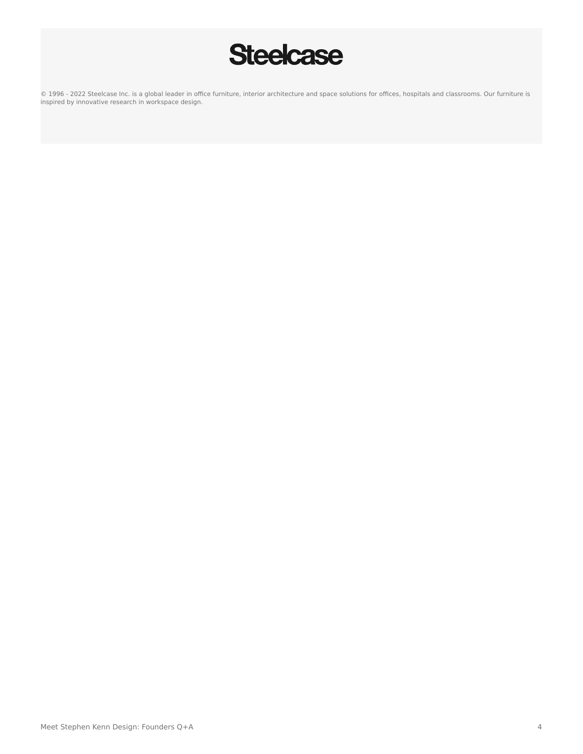Steelcase

© 1996 - 2022 Steelcase Inc. is a global leader in office furniture, interior architecture and space solutions for offices, hospitals and classrooms. Our furniture is inspired by innovative research in workspace design.